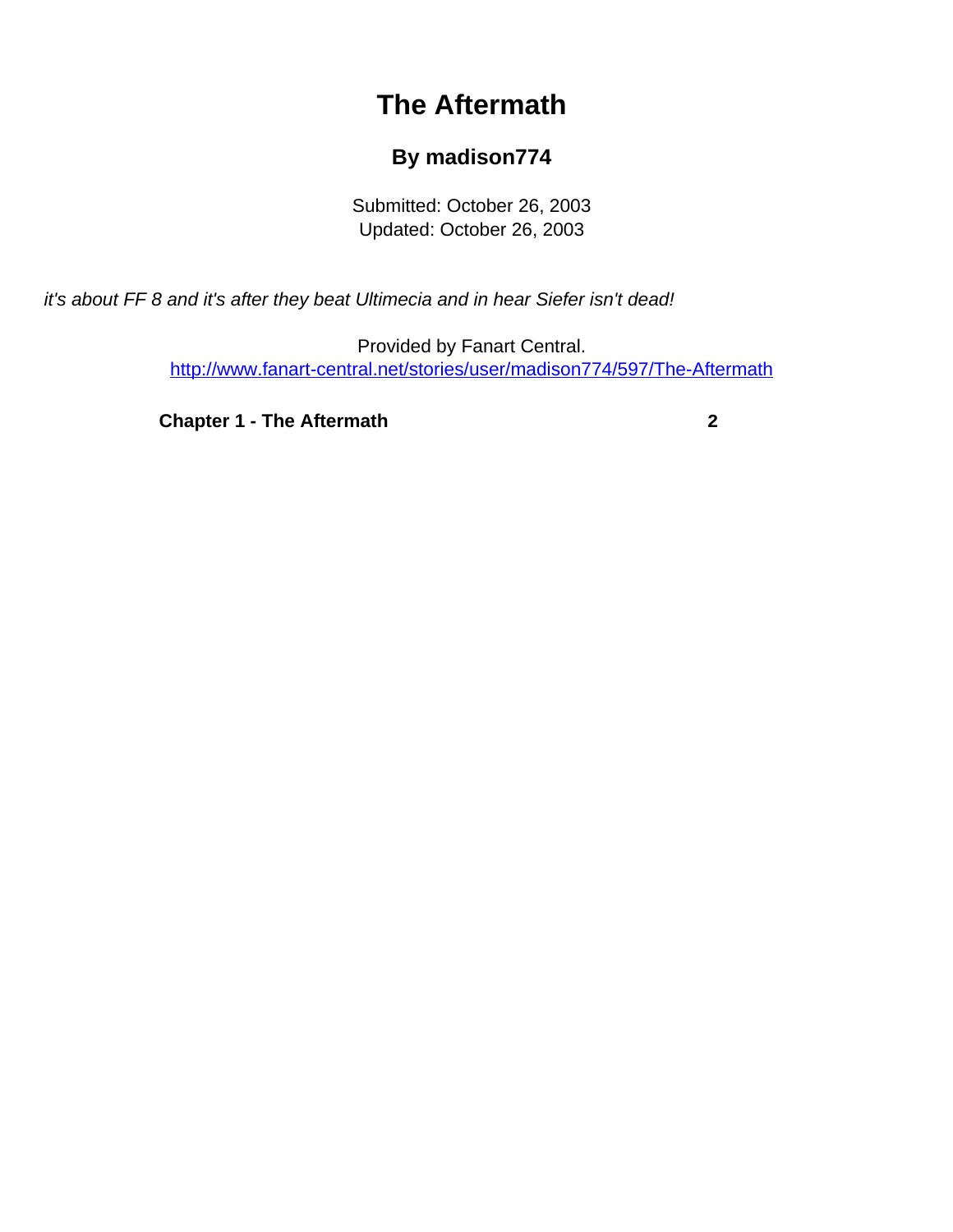# The Aftermath

### By madison774

Submitted: October 26, 2003
Updated: October 26, 2003

*it's about FF 8 and it's after they beat Ultimecia and in hear Siefer isn't dead!*

Provided by Fanart Central.
http://www.fanart-central.net/stories/user/madison774/597/The-Aftermath

| | |
|---|---|
| **Chapter 1 - The Aftermath** | **2** |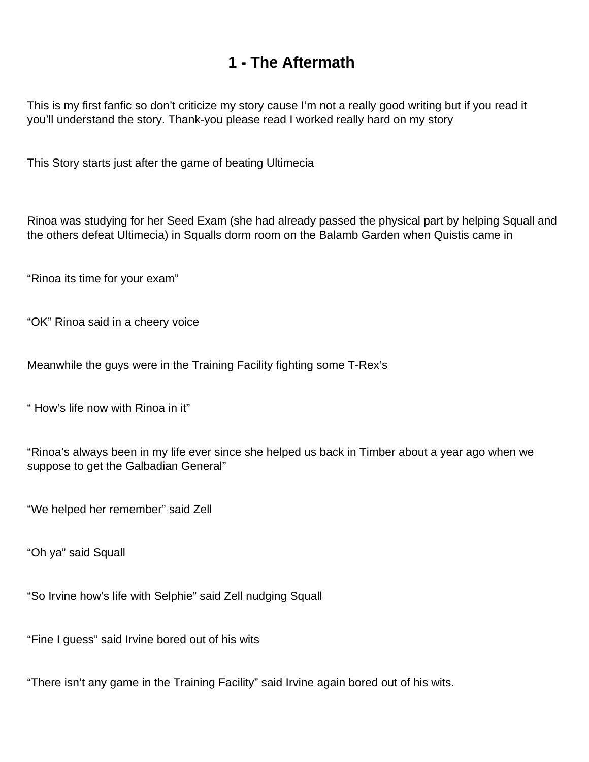# 1 - The Aftermath

This is my first fanfic so don't criticize my story cause I'm not a really good writing but if you read it you'll understand the story. Thank-you please read I worked really hard on my story

This Story starts just after the game of beating Ultimecia

Rinoa was studying for her Seed Exam (she had already passed the physical part by helping Squall and the others defeat Ultimecia) in Squalls dorm room on the Balamb Garden when Quistis came in

"Rinoa its time for your exam"

"OK" Rinoa said in a cheery voice

Meanwhile the guys were in the Training Facility fighting some T-Rex's

" How's life now with Rinoa in it"

"Rinoa's always been in my life ever since she helped us back in Timber about a year ago when we suppose to get the Galbadian General"

"We helped her remember" said Zell

"Oh ya" said Squall

"So Irvine how's life with Selphie" said Zell nudging Squall

"Fine I guess" said Irvine bored out of his wits

"There isn't any game in the Training Facility" said Irvine again bored out of his wits.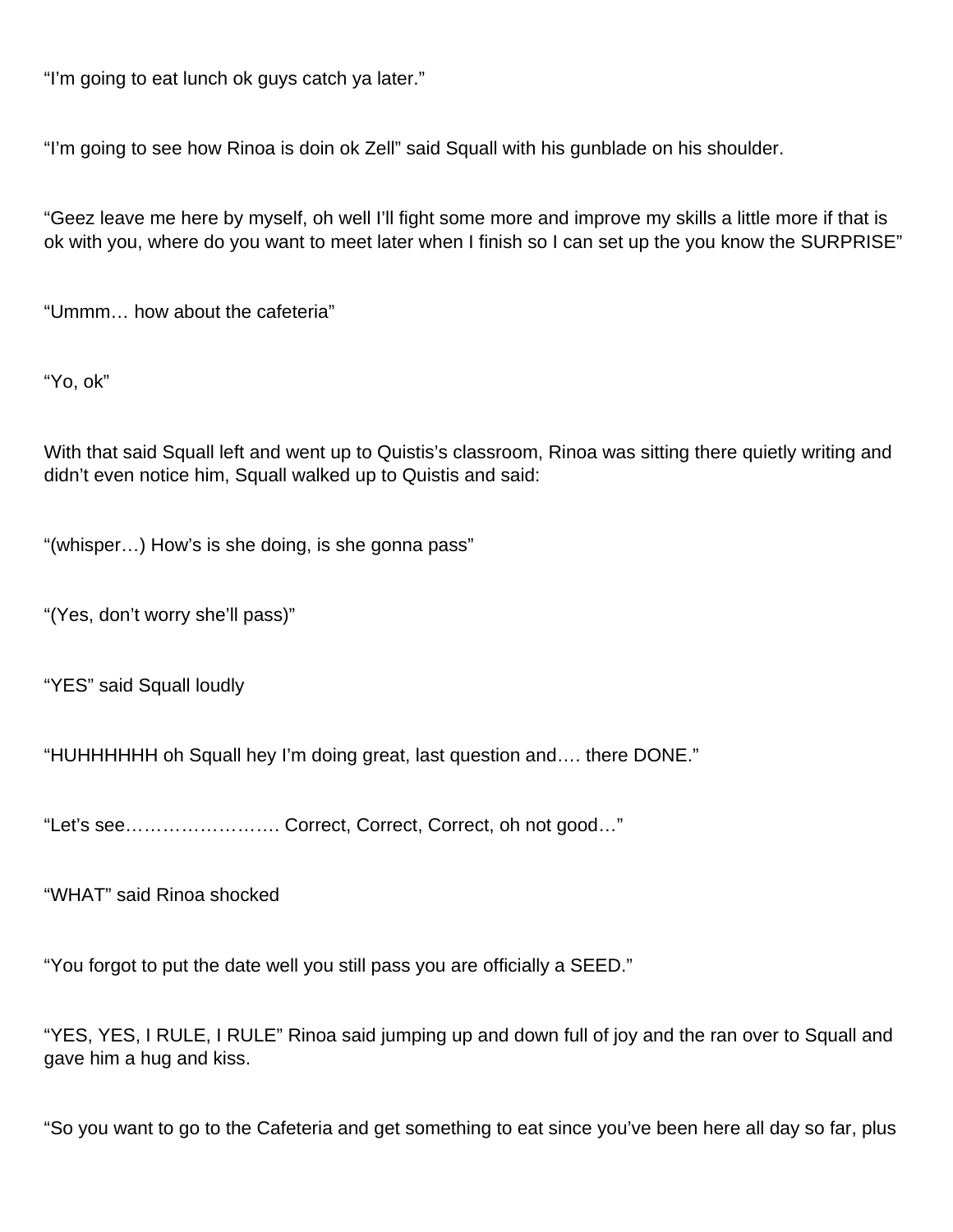“I’m going to eat lunch ok guys catch ya later.”

“I’m going to see how Rinoa is doin ok Zell” said Squall with his gunblade on his shoulder.

“Geez leave me here by myself, oh well I’ll fight some more and improve my skills a little more if that is ok with you, where do you want to meet later when I finish so I can set up the you know the SURPRISE”

“Ummm… how about the cafeteria”

“Yo, ok”

With that said Squall left and went up to Quistis’s classroom, Rinoa was sitting there quietly writing and didn’t even notice him, Squall walked up to Quistis and said:

“(whisper…) How’s is she doing, is she gonna pass”

“(Yes, don’t worry she’ll pass)”

“YES” said Squall loudly

“HUHHHHHH oh Squall hey I’m doing great, last question and…. there DONE.”

“Let’s see……………………. Correct, Correct, Correct, oh not good…”

“WHAT” said Rinoa shocked

“You forgot to put the date well you still pass you are officially a SEED.”

“YES, YES, I RULE, I RULE” Rinoa said jumping up and down full of joy and the ran over to Squall and gave him a hug and kiss.

“So you want to go to the Cafeteria and get something to eat since you’ve been here all day so far, plus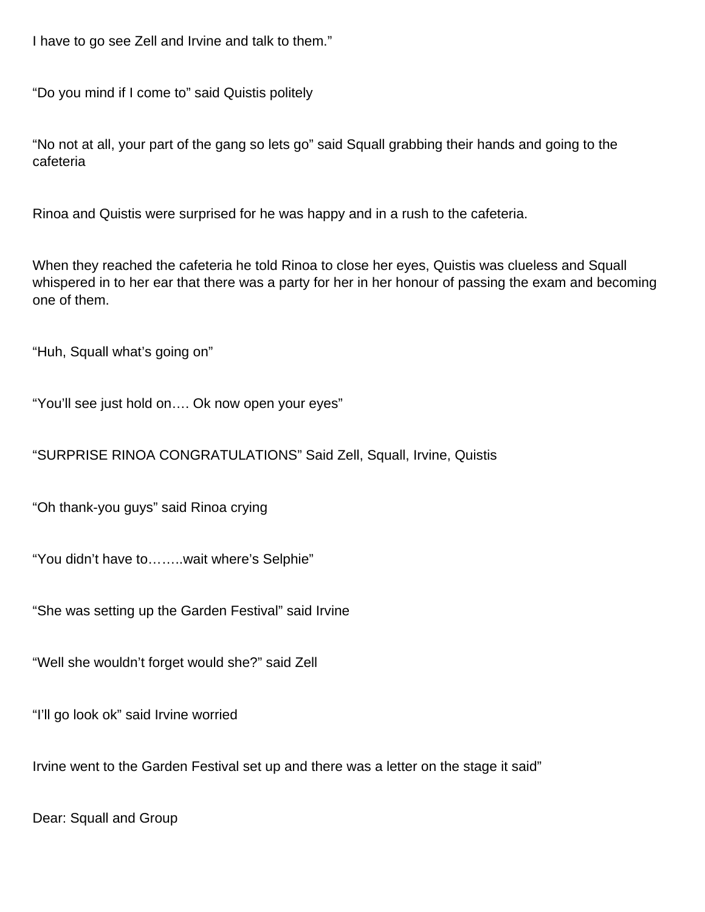I have to go see Zell and Irvine and talk to them."

"Do you mind if I come to" said Quistis politely

"No not at all, your part of the gang so lets go" said Squall grabbing their hands and going to the cafeteria

Rinoa and Quistis were surprised for he was happy and in a rush to the cafeteria.

When they reached the cafeteria he told Rinoa to close her eyes, Quistis was clueless and Squall whispered in to her ear that there was a party for her in her honour of passing the exam and becoming one of them.

"Huh, Squall what's going on"

"You'll see just hold on…. Ok now open your eyes"

"SURPRISE RINOA CONGRATULATIONS" Said Zell, Squall, Irvine, Quistis

"Oh thank-you guys" said Rinoa crying

"You didn't have to……..wait where's Selphie"

"She was setting up the Garden Festival" said Irvine

"Well she wouldn't forget would she?" said Zell

"I'll go look ok" said Irvine worried

Irvine went to the Garden Festival set up and there was a letter on the stage it said"

Dear: Squall and Group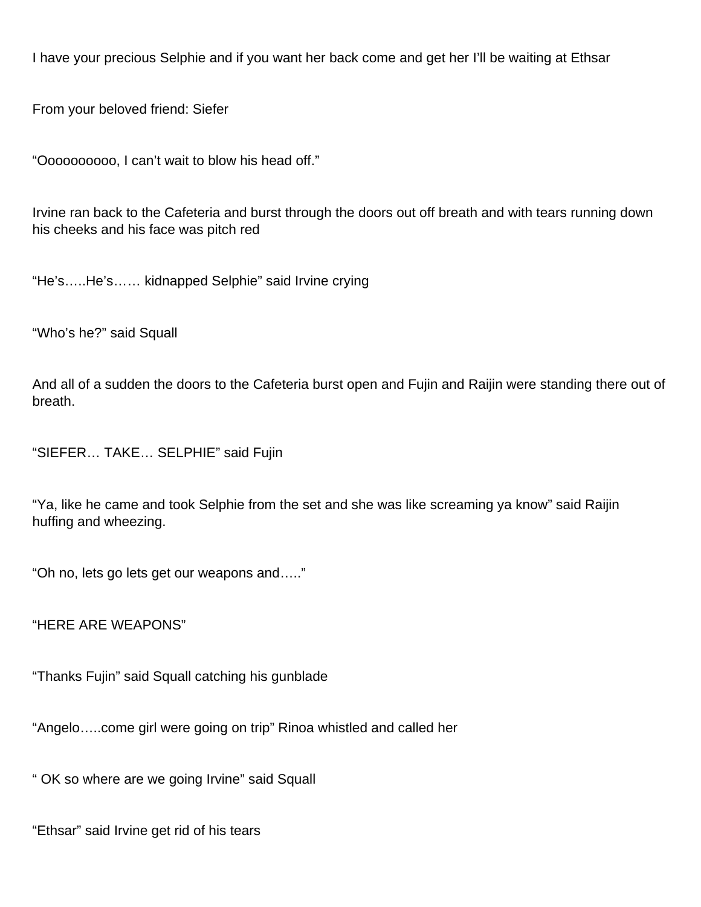I have your precious Selphie and if you want her back come and get her I'll be waiting at Ethsar

From your beloved friend: Siefer

"Ooooooooooo, I can't wait to blow his head off."

Irvine ran back to the Cafeteria and burst through the doors out off breath and with tears running down his cheeks and his face was pitch red

"He's…..He's…… kidnapped Selphie" said Irvine crying

"Who's he?" said Squall

And all of a sudden the doors to the Cafeteria burst open and Fujin and Raijin were standing there out of breath.

"SIEFER… TAKE… SELPHIE" said Fujin

"Ya, like he came and took Selphie from the set and she was like screaming ya know" said Raijin huffing and wheezing.

"Oh no, lets go lets get our weapons and….."

"HERE ARE WEAPONS"

"Thanks Fujin" said Squall catching his gunblade

"Angelo…..come girl were going on trip" Rinoa whistled and called her

" OK so where are we going Irvine" said Squall

"Ethsar" said Irvine get rid of his tears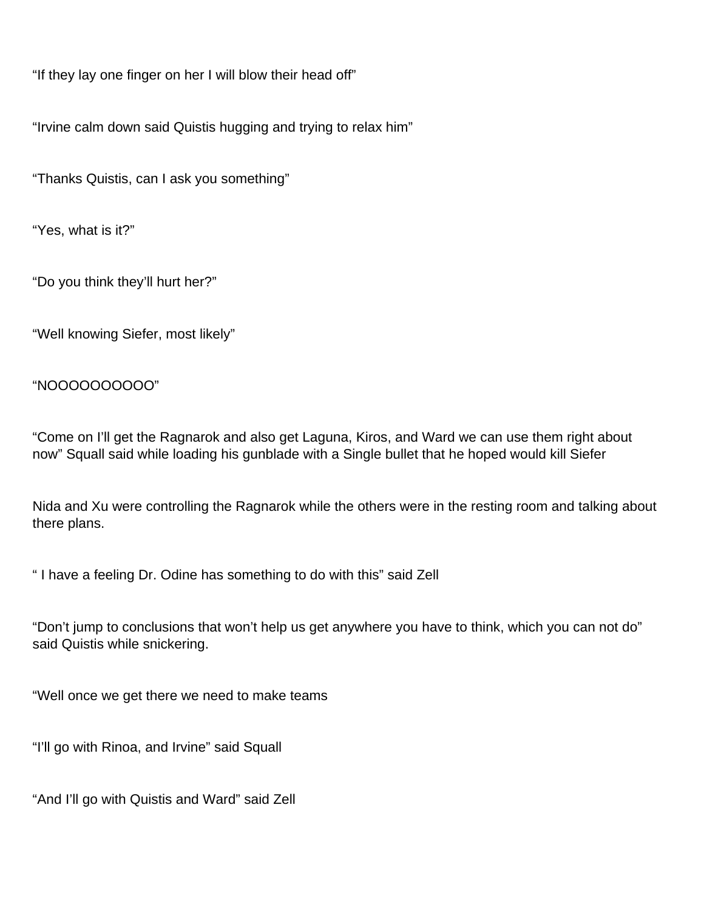“If they lay one finger on her I will blow their head off”

“Irvine calm down said Quistis hugging and trying to relax him”

“Thanks Quistis, can I ask you something”

“Yes, what is it?”

“Do you think they’ll hurt her?”

“Well knowing Siefer, most likely”

“NOOOOOOOOOO”

“Come on I’ll get the Ragnarok and also get Laguna, Kiros, and Ward we can use them right about now” Squall said while loading his gunblade with a Single bullet that he hoped would kill Siefer

Nida and Xu were controlling the Ragnarok while the others were in the resting room and talking about there plans.

“ I have a feeling Dr. Odine has something to do with this” said Zell

“Don’t jump to conclusions that won’t help us get anywhere you have to think, which you can not do” said Quistis while snickering.

“Well once we get there we need to make teams

“I’ll go with Rinoa, and Irvine” said Squall

“And I’ll go with Quistis and Ward” said Zell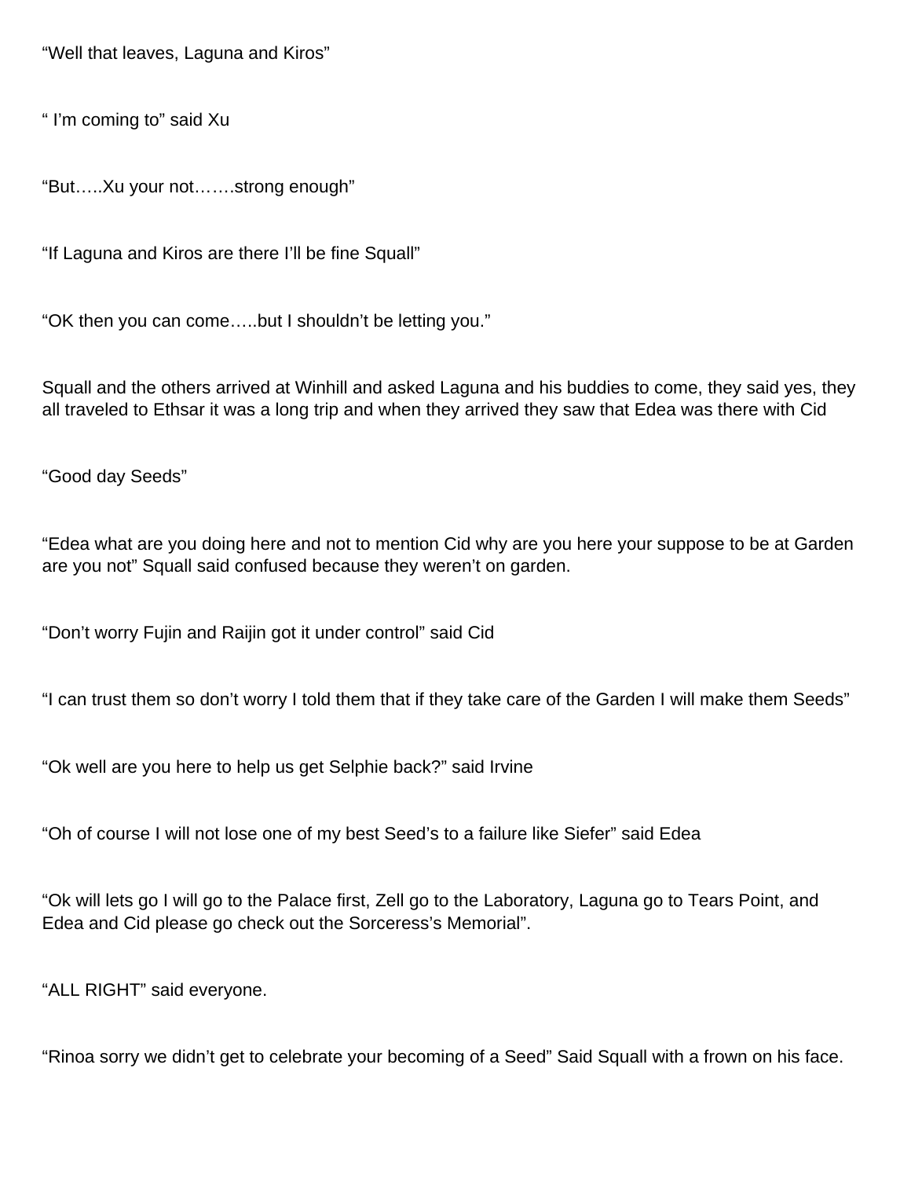“Well that leaves, Laguna and Kiros”

“ I’m coming to” said Xu

“But…..Xu your not…….strong enough”

“If Laguna and Kiros are there I’ll be fine Squall”

“OK then you can come…..but I shouldn’t be letting you.”

Squall and the others arrived at Winhill and asked Laguna and his buddies to come, they said yes, they all traveled to Ethsar it was a long trip and when they arrived they saw that Edea was there with Cid

“Good day Seeds”

“Edea what are you doing here and not to mention Cid why are you here your suppose to be at Garden are you not” Squall said confused because they weren’t on garden.

“Don’t worry Fujin and Raijin got it under control” said Cid

“I can trust them so don’t worry I told them that if they take care of the Garden I will make them Seeds”

“Ok well are you here to help us get Selphie back?” said Irvine

“Oh of course I will not lose one of my best Seed’s to a failure like Siefer” said Edea

“Ok will lets go I will go to the Palace first, Zell go to the Laboratory, Laguna go to Tears Point, and Edea and Cid please go check out the Sorceress’s Memorial”.

“ALL RIGHT” said everyone.

“Rinoa sorry we didn’t get to celebrate your becoming of a Seed” Said Squall with a frown on his face.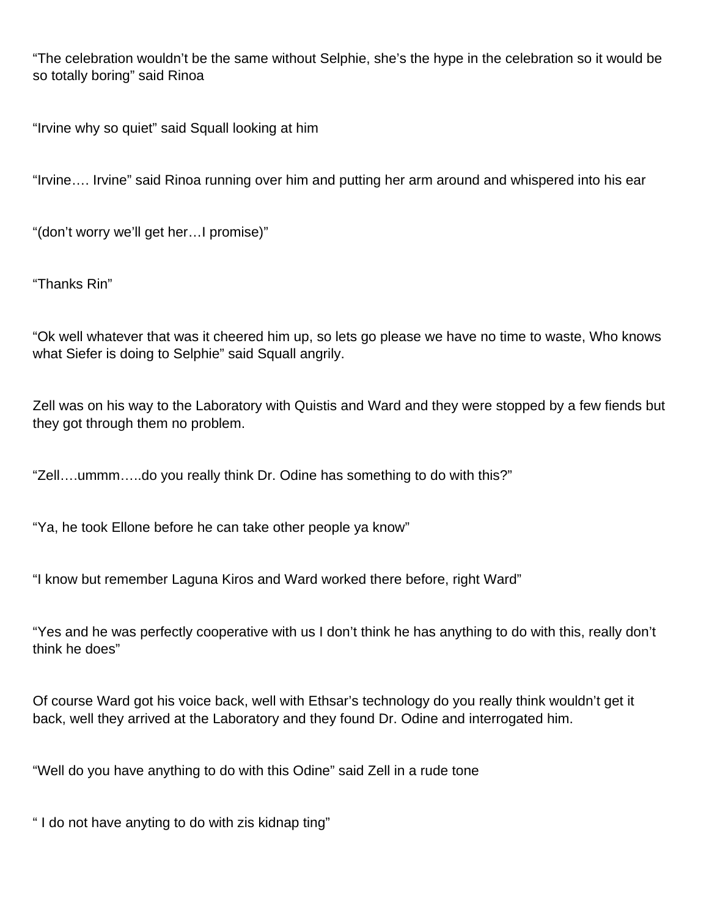“The celebration wouldn’t be the same without Selphie, she’s the hype in the celebration so it would be so totally boring” said Rinoa

“Irvine why so quiet” said Squall looking at him

“Irvine…. Irvine” said Rinoa running over him and putting her arm around and whispered into his ear

“(don’t worry we’ll get her…I promise)”

“Thanks Rin”

“Ok well whatever that was it cheered him up, so lets go please we have no time to waste, Who knows what Siefer is doing to Selphie” said Squall angrily.

Zell was on his way to the Laboratory with Quistis and Ward and they were stopped by a few fiends but they got through them no problem.

“Zell….ummm…..do you really think Dr. Odine has something to do with this?”

“Ya, he took Ellone before he can take other people ya know”

“I know but remember Laguna Kiros and Ward worked there before, right Ward”

“Yes and he was perfectly cooperative with us I don’t think he has anything to do with this, really don’t think he does”

Of course Ward got his voice back, well with Ethsar’s technology do you really think wouldn’t get it back, well they arrived at the Laboratory and they found Dr. Odine and interrogated him.

“Well do you have anything to do with this Odine” said Zell in a rude tone

“ I do not have anyting to do with zis kidnap ting”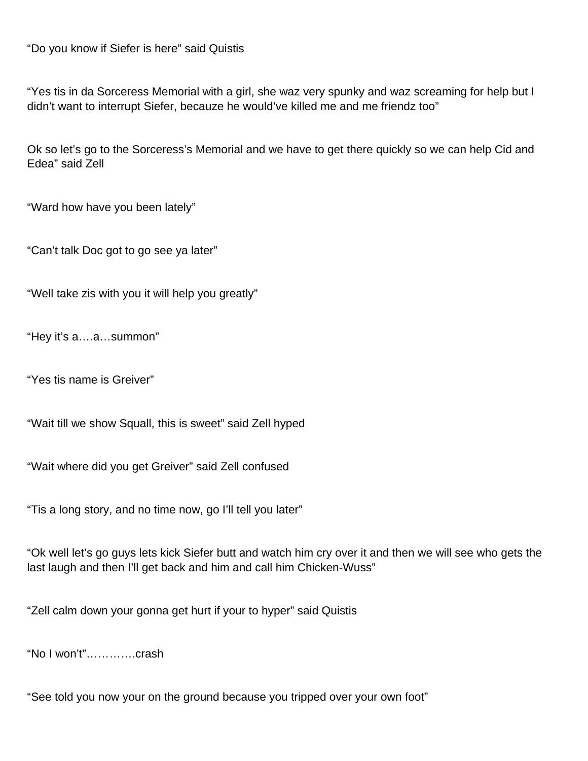"Do you know if Siefer is here" said Quistis

"Yes tis in da Sorceress Memorial with a girl, she waz very spunky and waz screaming for help but I didn't want to interrupt Siefer, becauze he would've killed me and me friendz too"

Ok so let's go to the Sorceress's Memorial and we have to get there quickly so we can help Cid and Edea" said Zell

"Ward how have you been lately"

"Can't talk Doc got to go see ya later"

"Well take zis with you it will help you greatly"

"Hey it's a….a…summon"

"Yes tis name is Greiver"

"Wait till we show Squall, this is sweet" said Zell hyped

"Wait where did you get Greiver" said Zell confused

"Tis a long story, and no time now, go I'll tell you later"

"Ok well let's go guys lets kick Siefer butt and watch him cry over it and then we will see who gets the last laugh and then I'll get back and him and call him Chicken-Wuss"

"Zell calm down your gonna get hurt if your to hyper" said Quistis

"No I won't"………….crash

"See told you now your on the ground because you tripped over your own foot"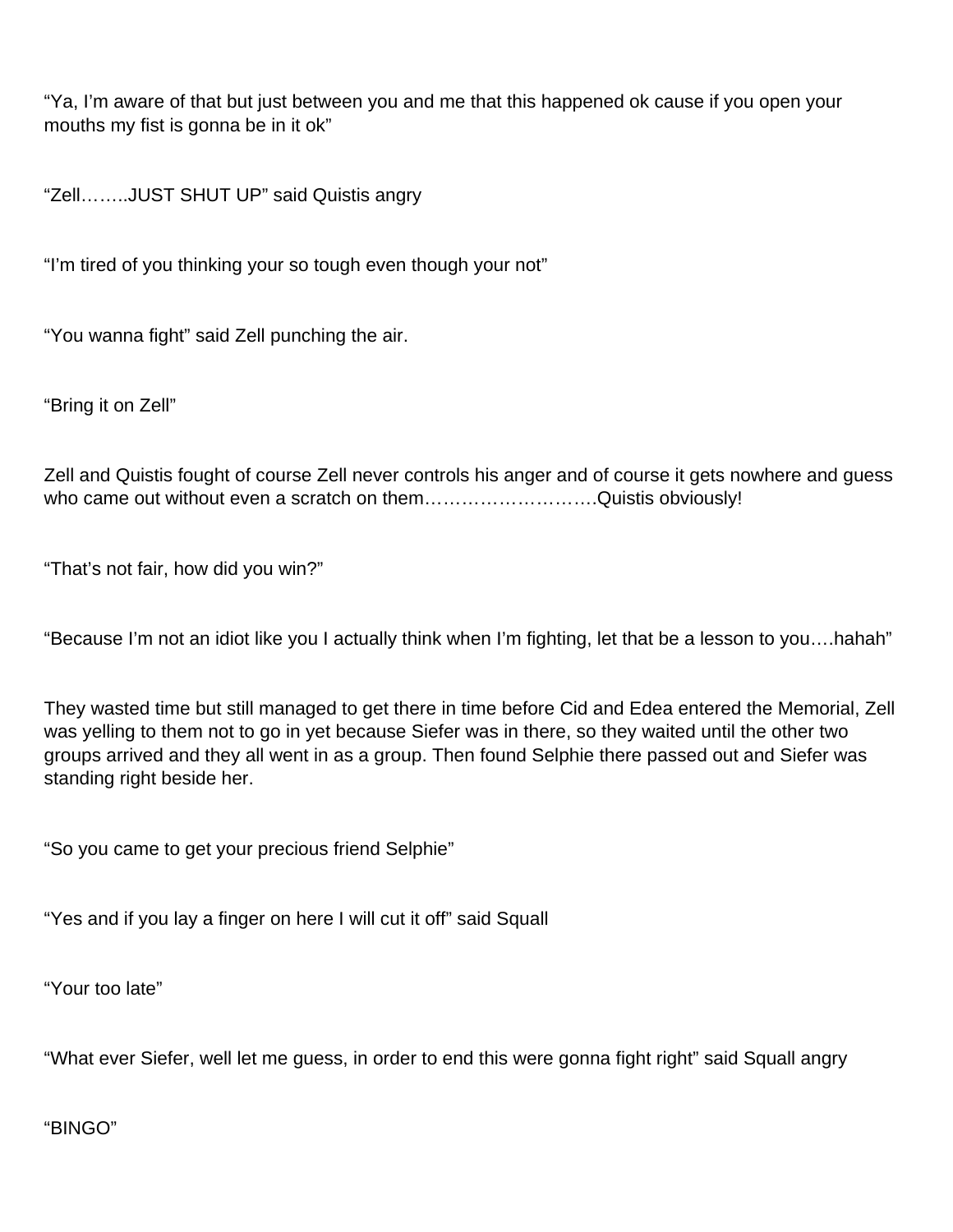“Ya, I’m aware of that but just between you and me that this happened ok cause if you open your mouths my fist is gonna be in it ok”

“Zell……..JUST SHUT UP” said Quistis angry

“I’m tired of you thinking your so tough even though your not”

“You wanna fight” said Zell punching the air.

“Bring it on Zell”

Zell and Quistis fought of course Zell never controls his anger and of course it gets nowhere and guess who came out without even a scratch on them……………………….Quistis obviously!

“That’s not fair, how did you win?”

“Because I’m not an idiot like you I actually think when I’m fighting, let that be a lesson to you….hahah”

They wasted time but still managed to get there in time before Cid and Edea entered the Memorial, Zell was yelling to them not to go in yet because Siefer was in there, so they waited until the other two groups arrived and they all went in as a group. Then found Selphie there passed out and Siefer was standing right beside her.

“So you came to get your precious friend Selphie”

“Yes and if you lay a finger on here I will cut it off” said Squall

“Your too late”

“What ever Siefer, well let me guess, in order to end this were gonna fight right” said Squall angry

“BINGO”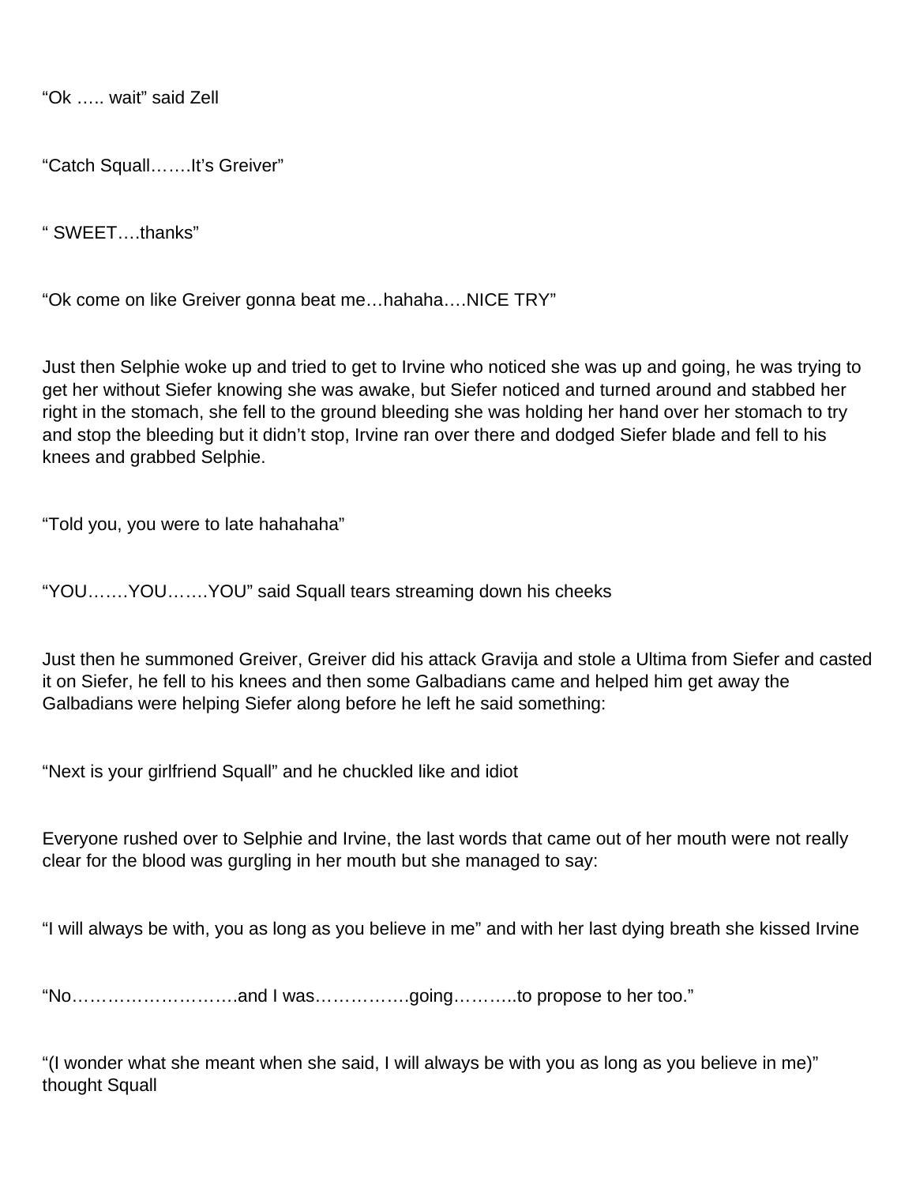“Ok ….. wait” said Zell

“Catch Squall…….It’s Greiver”

“ SWEET….thanks”

“Ok come on like Greiver gonna beat me…hahaha….NICE TRY”

Just then Selphie woke up and tried to get to Irvine who noticed she was up and going, he was trying to get her without Siefer knowing she was awake, but Siefer noticed and turned around and stabbed her right in the stomach, she fell to the ground bleeding she was holding her hand over her stomach to try and stop the bleeding but it didn’t stop, Irvine ran over there and dodged Siefer blade and fell to his knees and grabbed Selphie.

“Told you, you were to late hahahaha”

“YOU…….YOU…….YOU” said Squall tears streaming down his cheeks

Just then he summoned Greiver, Greiver did his attack Gravija and stole a Ultima from Siefer and casted it on Siefer, he fell to his knees and then some Galbadians came and helped him get away the Galbadians were helping Siefer along before he left he said something:

“Next is your girlfriend Squall” and he chuckled like and idiot

Everyone rushed over to Selphie and Irvine, the last words that came out of her mouth were not really clear for the blood was gurgling in her mouth but she managed to say:

“I will always be with, you as long as you believe in me” and with her last dying breath she kissed Irvine

“No……………………….and I was…………….going………..to propose to her too.”

“(I wonder what she meant when she said, I will always be with you as long as you believe in me)” thought Squall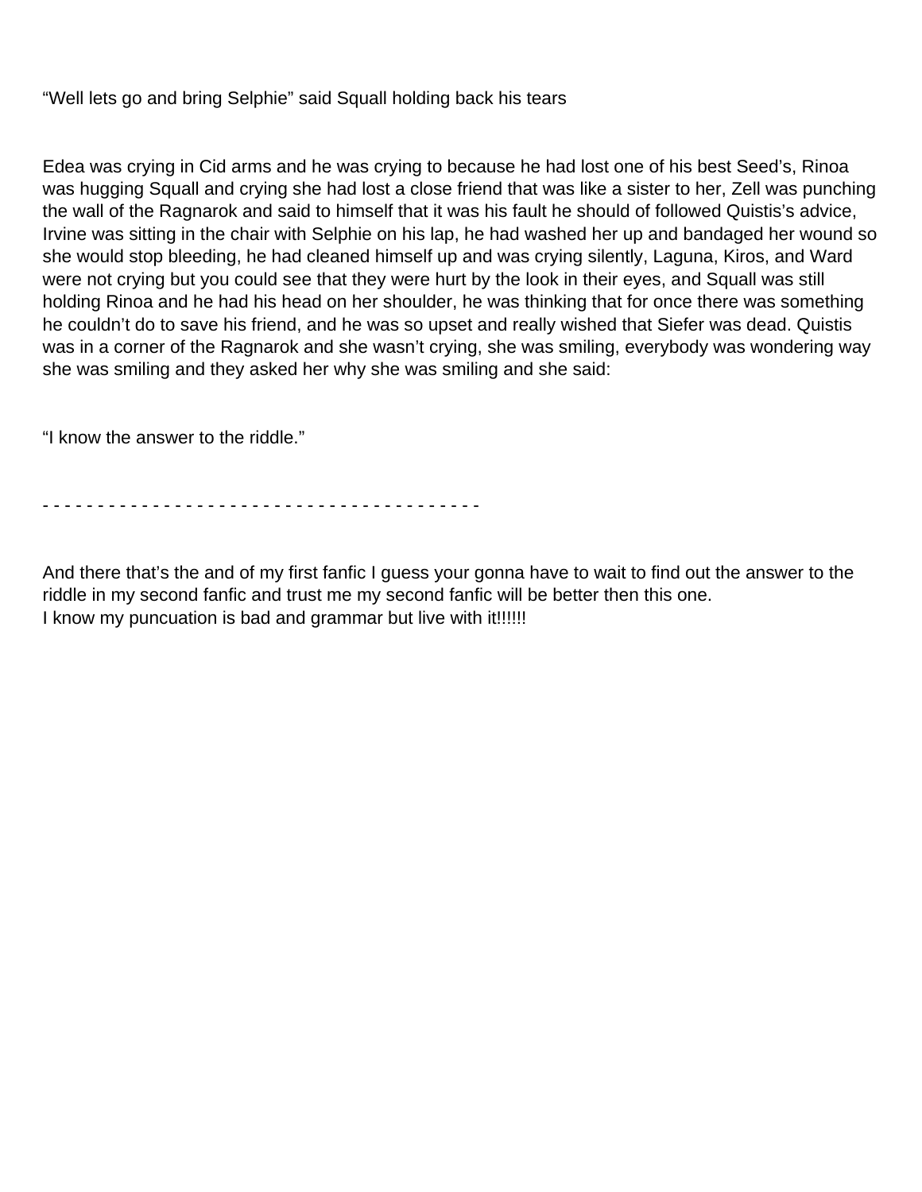“Well lets go and bring Selphie” said Squall holding back his tears

Edea was crying in Cid arms and he was crying to because he had lost one of his best Seed’s, Rinoa was hugging Squall and crying she had lost a close friend that was like a sister to her, Zell was punching the wall of the Ragnarok and said to himself that it was his fault he should of followed Quistis’s advice, Irvine was sitting in the chair with Selphie on his lap, he had washed her up and bandaged her wound so she would stop bleeding, he had cleaned himself up and was crying silently, Laguna, Kiros, and Ward were not crying but you could see that they were hurt by the look in their eyes, and Squall was still holding Rinoa and he had his head on her shoulder, he was thinking that for once there was something he couldn’t do to save his friend, and he was so upset and really wished that Siefer was dead. Quistis was in a corner of the Ragnarok and she wasn’t crying, she was smiling, everybody was wondering way she was smiling and they asked her why she was smiling and she said:

“I know the answer to the riddle.”

- - - - - - - - - - - - - - - - - - - - - - - - - - - - - - - - - - - - - - - -

And there that’s the and of my first fanfic I guess your gonna have to wait to find out the answer to the riddle in my second fanfic and trust me my second fanfic will be better then this one.
I know my puncuation is bad and grammar but live with it!!!!!!